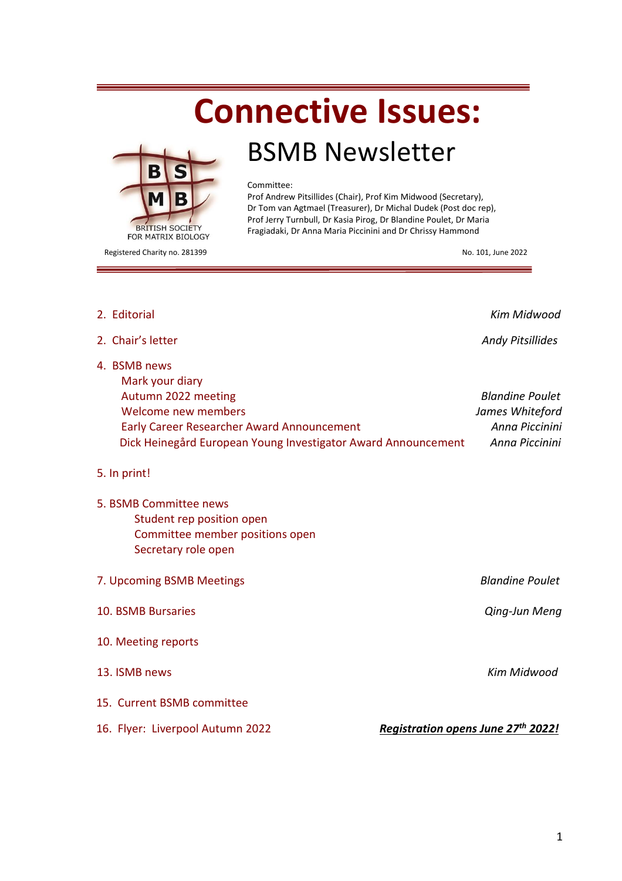# Connective Issues:

## BSMB Newsletter

BRITISH SOCIETY FOR MATRIX BIOLOGY

Committee:
Prof Andrew Pitsillides (Chair), Prof Kim Midwood (Secretary), Dr Tom van Agtmael (Treasurer), Dr Michal Dudek (Post doc rep), Prof Jerry Turnbull, Dr Kasia Pirog, Dr Blandine Poulet, Dr Maria Fragiadaki, Dr Anna Maria Piccinini and Dr Chrissy Hammond

Registered Charity no. 281399

No. 101, June 2022

---

| | |
|---|---|
| 2. Editorial | *Kim Midwood* |
| 2. Chair's letter | *Andy Pitsillides* |
| 4. BSMB news | |
| Mark your diary | |
| Autumn 2022 meeting | *Blandine Poulet* |
| Welcome new members | *James Whiteford* |
| Early Career Researcher Award Announcement | *Anna Piccinini* |
| Dick Heinegård European Young Investigator Award Announcement | *Anna Piccinini* |
| 5. In print! | |
| 5. BSMB Committee news | |
| Student rep position open | |
| Committee member positions open | |
| Secretary role open | |
| 7. Upcoming BSMB Meetings | *Blandine Poulet* |
| 10. BSMB Bursaries | *Qing-Jun Meng* |
| 10. Meeting reports | |
| 13. ISMB news | *Kim Midwood* |
| 15. Current BSMB committee | |
| 16. Flyer: Liverpool Autumn 2022 | ***Registration opens June 27th 2022!*** |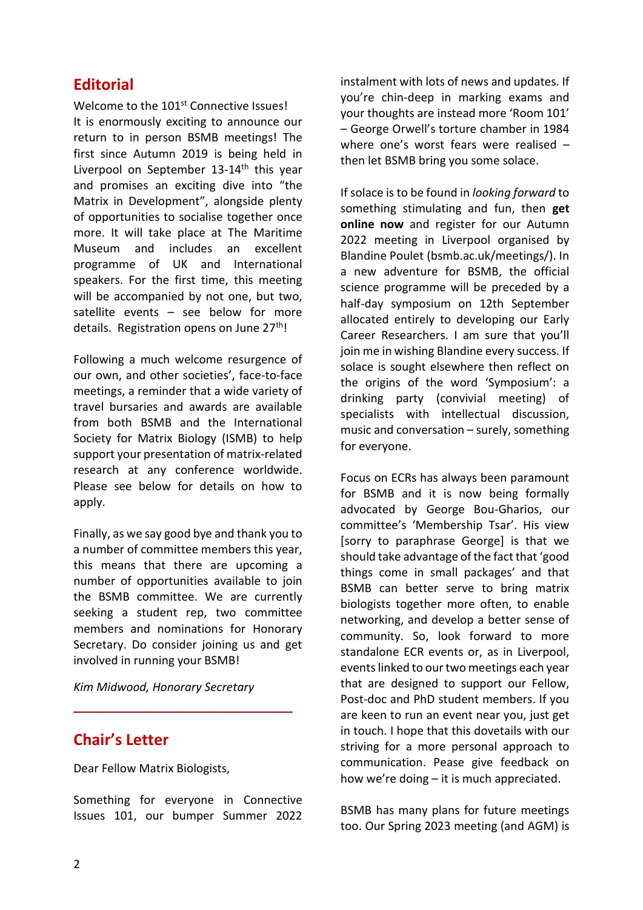## Editorial

Welcome to the 101st Connective Issues! It is enormously exciting to announce our return to in person BSMB meetings! The first since Autumn 2019 is being held in Liverpool on September 13-14th this year and promises an exciting dive into "the Matrix in Development", alongside plenty of opportunities to socialise together once more. It will take place at The Maritime Museum and includes an excellent programme of UK and International speakers. For the first time, this meeting will be accompanied by not one, but two, satellite events – see below for more details. Registration opens on June 27th!

Following a much welcome resurgence of our own, and other societies', face-to-face meetings, a reminder that a wide variety of travel bursaries and awards are available from both BSMB and the International Society for Matrix Biology (ISMB) to help support your presentation of matrix-related research at any conference worldwide. Please see below for details on how to apply.

Finally, as we say good bye and thank you to a number of committee members this year, this means that there are upcoming a number of opportunities available to join the BSMB committee. We are currently seeking a student rep, two committee members and nominations for Honorary Secretary. Do consider joining us and get involved in running your BSMB!

*Kim Midwood, Honorary Secretary*

---

## Chair's Letter

Dear Fellow Matrix Biologists,

Something for everyone in Connective Issues 101, our bumper Summer 2022 instalment with lots of news and updates. If you're chin-deep in marking exams and your thoughts are instead more 'Room 101' – George Orwell's torture chamber in 1984 where one's worst fears were realised – then let BSMB bring you some solace.

If solace is to be found in *looking forward* to something stimulating and fun, then **get online now** and register for our Autumn 2022 meeting in Liverpool organised by Blandine Poulet (bsmb.ac.uk/meetings/). In a new adventure for BSMB, the official science programme will be preceded by a half-day symposium on 12th September allocated entirely to developing our Early Career Researchers. I am sure that you'll join me in wishing Blandine every success. If solace is sought elsewhere then reflect on the origins of the word 'Symposium': a drinking party (convivial meeting) of specialists with intellectual discussion, music and conversation – surely, something for everyone.

Focus on ECRs has always been paramount for BSMB and it is now being formally advocated by George Bou-Gharios, our committee's 'Membership Tsar'. His view [sorry to paraphrase George] is that we should take advantage of the fact that 'good things come in small packages' and that BSMB can better serve to bring matrix biologists together more often, to enable networking, and develop a better sense of community. So, look forward to more standalone ECR events or, as in Liverpool, events linked to our two meetings each year that are designed to support our Fellow, Post-doc and PhD student members. If you are keen to run an event near you, just get in touch. I hope that this dovetails with our striving for a more personal approach to communication. Pease give feedback on how we're doing – it is much appreciated.

BSMB has many plans for future meetings too. Our Spring 2023 meeting (and AGM) is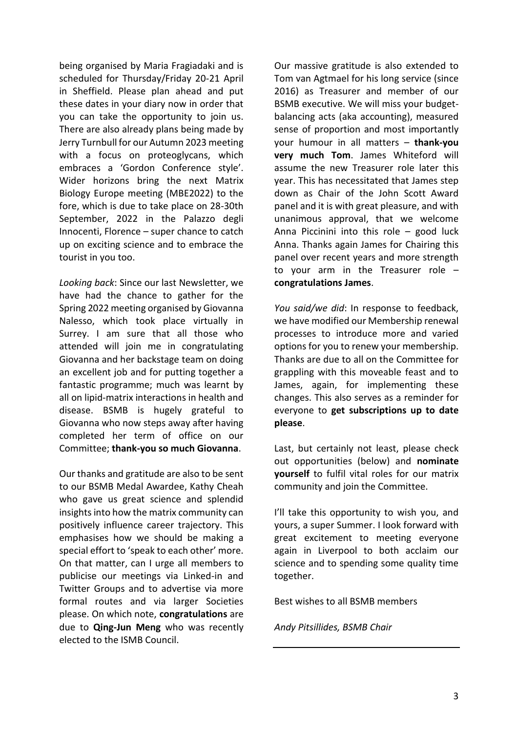being organised by Maria Fragiadaki and is scheduled for Thursday/Friday 20-21 April in Sheffield. Please plan ahead and put these dates in your diary now in order that you can take the opportunity to join us. There are also already plans being made by Jerry Turnbull for our Autumn 2023 meeting with a focus on proteoglycans, which embraces a 'Gordon Conference style'. Wider horizons bring the next Matrix Biology Europe meeting (MBE2022) to the fore, which is due to take place on 28-30th September, 2022 in the Palazzo degli Innocenti, Florence – super chance to catch up on exciting science and to embrace the tourist in you too.

*Looking back*: Since our last Newsletter, we have had the chance to gather for the Spring 2022 meeting organised by Giovanna Nalesso, which took place virtually in Surrey. I am sure that all those who attended will join me in congratulating Giovanna and her backstage team on doing an excellent job and for putting together a fantastic programme; much was learnt by all on lipid-matrix interactions in health and disease. BSMB is hugely grateful to Giovanna who now steps away after having completed her term of office on our Committee; **thank-you so much Giovanna**.

Our thanks and gratitude are also to be sent to our BSMB Medal Awardee, Kathy Cheah who gave us great science and splendid insights into how the matrix community can positively influence career trajectory. This emphasises how we should be making a special effort to 'speak to each other' more. On that matter, can I urge all members to publicise our meetings via Linked-in and Twitter Groups and to advertise via more formal routes and via larger Societies please. On which note, **congratulations** are due to **Qing-Jun Meng** who was recently elected to the ISMB Council.

Our massive gratitude is also extended to Tom van Agtmael for his long service (since 2016) as Treasurer and member of our BSMB executive. We will miss your budget-balancing acts (aka accounting), measured sense of proportion and most importantly your humour in all matters – **thank-you very much Tom**. James Whiteford will assume the new Treasurer role later this year. This has necessitated that James step down as Chair of the John Scott Award panel and it is with great pleasure, and with unanimous approval, that we welcome Anna Piccinini into this role – good luck Anna. Thanks again James for Chairing this panel over recent years and more strength to your arm in the Treasurer role – **congratulations James**.

*You said/we did*: In response to feedback, we have modified our Membership renewal processes to introduce more and varied options for you to renew your membership. Thanks are due to all on the Committee for grappling with this moveable feast and to James, again, for implementing these changes. This also serves as a reminder for everyone to **get subscriptions up to date please**.

Last, but certainly not least, please check out opportunities (below) and **nominate yourself** to fulfil vital roles for our matrix community and join the Committee.

I'll take this opportunity to wish you, and yours, a super Summer. I look forward with great excitement to meeting everyone again in Liverpool to both acclaim our science and to spending some quality time together.

Best wishes to all BSMB members

*Andy Pitsillides, BSMB Chair*

---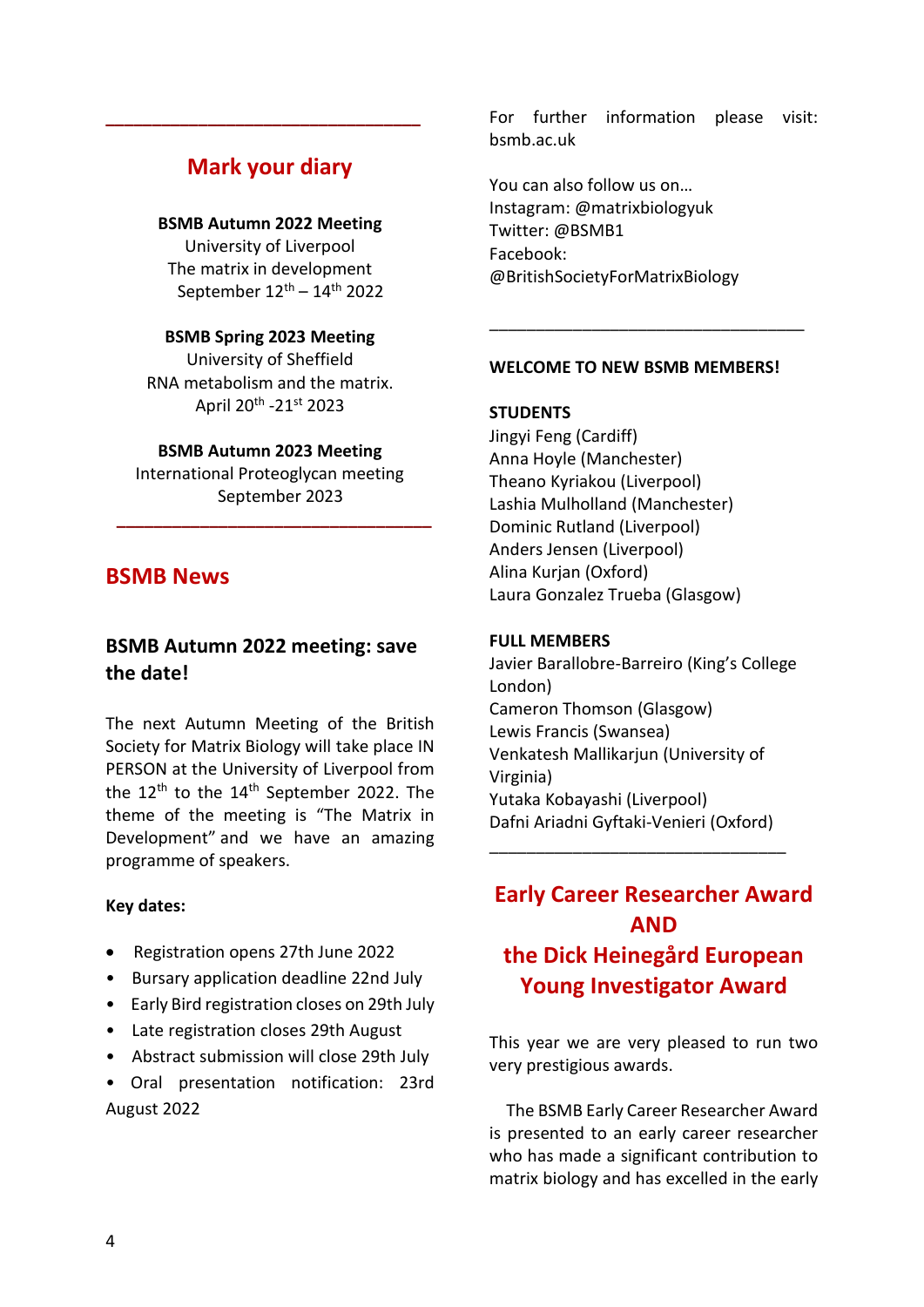---

## Mark your diary

**BSMB Autumn 2022 Meeting**
University of Liverpool
The matrix in development
September 12$^{th}$ – 14$^{th}$ 2022

**BSMB Spring 2023 Meeting**
University of Sheffield
RNA metabolism and the matrix.
April 20$^{th}$ -21$^{st}$ 2023

**BSMB Autumn 2023 Meeting**
International Proteoglycan meeting
September 2023

---

## BSMB News

### BSMB Autumn 2022 meeting: save the date!

The next Autumn Meeting of the British Society for Matrix Biology will take place IN PERSON at the University of Liverpool from the 12$^{th}$ to the 14$^{th}$ September 2022. The theme of the meeting is "The Matrix in Development" and we have an amazing programme of speakers.

**Key dates:**

- Registration opens 27th June 2022
- Bursary application deadline 22nd July
- Early Bird registration closes on 29th July
- Late registration closes 29th August
- Abstract submission will close 29th July
- Oral presentation notification: 23rd August 2022

For further information please visit: bsmb.ac.uk

You can also follow us on…
Instagram: @matrixbiologyuk
Twitter: @BSMB1
Facebook: @BritishSocietyForMatrixBiology

---

**WELCOME TO NEW BSMB MEMBERS!**

**STUDENTS**
Jingyi Feng (Cardiff)
Anna Hoyle (Manchester)
Theano Kyriakou (Liverpool)
Lashia Mulholland (Manchester)
Dominic Rutland (Liverpool)
Anders Jensen (Liverpool)
Alina Kurjan (Oxford)
Laura Gonzalez Trueba (Glasgow)

**FULL MEMBERS**
Javier Barallobre-Barreiro (King's College London)
Cameron Thomson (Glasgow)
Lewis Francis (Swansea)
Venkatesh Mallikarjun (University of Virginia)
Yutaka Kobayashi (Liverpool)
Dafni Ariadni Gyftaki-Venieri (Oxford)

---

## Early Career Researcher Award AND the Dick Heinegård European Young Investigator Award

This year we are very pleased to run two very prestigious awards.

The BSMB Early Career Researcher Award is presented to an early career researcher who has made a significant contribution to matrix biology and has excelled in the early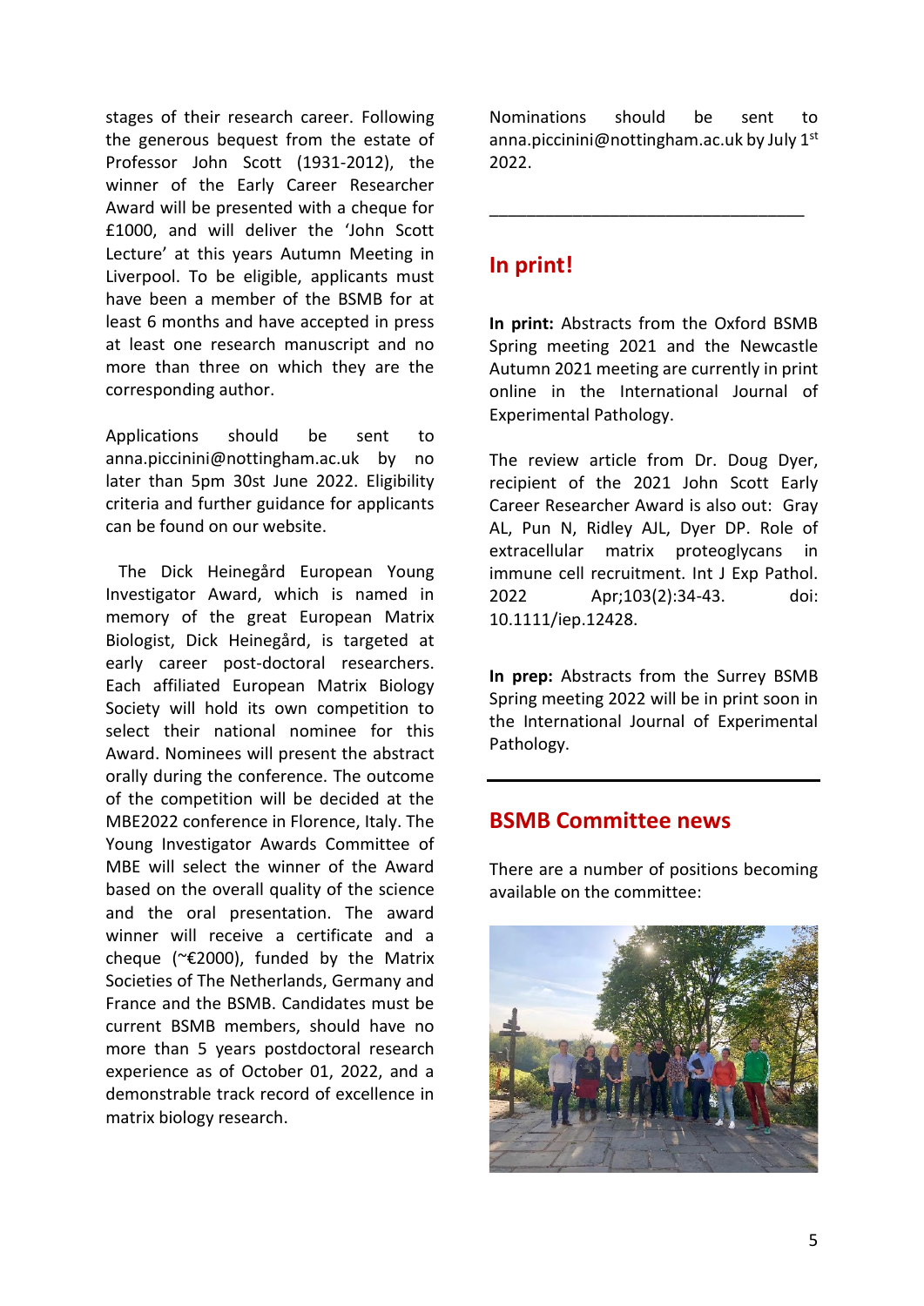stages of their research career. Following the generous bequest from the estate of Professor John Scott (1931-2012), the winner of the Early Career Researcher Award will be presented with a cheque for £1000, and will deliver the 'John Scott Lecture' at this years Autumn Meeting in Liverpool. To be eligible, applicants must have been a member of the BSMB for at least 6 months and have accepted in press at least one research manuscript and no more than three on which they are the corresponding author.

Applications should be sent to anna.piccinini@nottingham.ac.uk by no later than 5pm 30st June 2022. Eligibility criteria and further guidance for applicants can be found on our website.

The Dick Heinegård European Young Investigator Award, which is named in memory of the great European Matrix Biologist, Dick Heinegård, is targeted at early career post-doctoral researchers. Each affiliated European Matrix Biology Society will hold its own competition to select their national nominee for this Award. Nominees will present the abstract orally during the conference. The outcome of the competition will be decided at the MBE2022 conference in Florence, Italy. The Young Investigator Awards Committee of MBE will select the winner of the Award based on the overall quality of the science and the oral presentation. The award winner will receive a certificate and a cheque (~€2000), funded by the Matrix Societies of The Netherlands, Germany and France and the BSMB. Candidates must be current BSMB members, should have no more than 5 years postdoctoral research experience as of October 01, 2022, and a demonstrable track record of excellence in matrix biology research.

Nominations should be sent to anna.piccinini@nottingham.ac.uk by July 1st 2022.

---

## In print!

**In print:** Abstracts from the Oxford BSMB Spring meeting 2021 and the Newcastle Autumn 2021 meeting are currently in print online in the International Journal of Experimental Pathology.

The review article from Dr. Doug Dyer, recipient of the 2021 John Scott Early Career Researcher Award is also out: Gray AL, Pun N, Ridley AJL, Dyer DP. Role of extracellular matrix proteoglycans in immune cell recruitment. Int J Exp Pathol. 2022 Apr;103(2):34-43. doi: 10.1111/iep.12428.

**In prep:** Abstracts from the Surrey BSMB Spring meeting 2022 will be in print soon in the International Journal of Experimental Pathology.

---

## BSMB Committee news

There are a number of positions becoming available on the committee: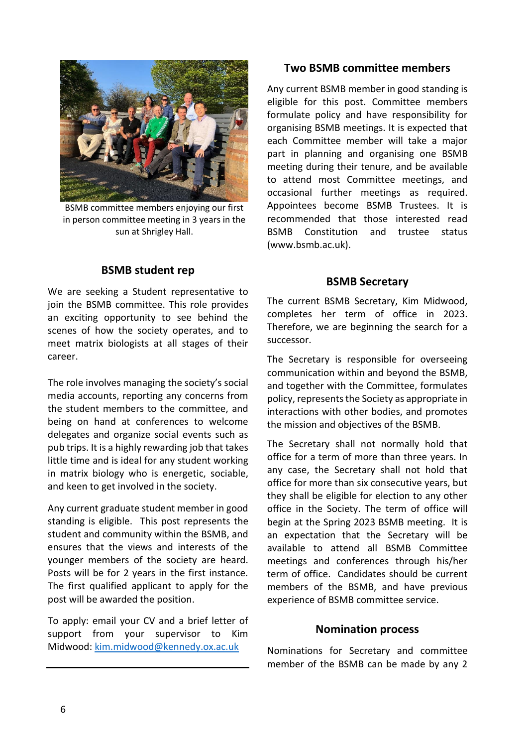BSMB committee members enjoying our first in person committee meeting in 3 years in the sun at Shrigley Hall.

## BSMB student rep

We are seeking a Student representative to join the BSMB committee. This role provides an exciting opportunity to see behind the scenes of how the society operates, and to meet matrix biologists at all stages of their career.

The role involves managing the society's social media accounts, reporting any concerns from the student members to the committee, and being on hand at conferences to welcome delegates and organize social events such as pub trips. It is a highly rewarding job that takes little time and is ideal for any student working in matrix biology who is energetic, sociable, and keen to get involved in the society.

Any current graduate student member in good standing is eligible. This post represents the student and community within the BSMB, and ensures that the views and interests of the younger members of the society are heard. Posts will be for 2 years in the first instance. The first qualified applicant to apply for the post will be awarded the position.

To apply: email your CV and a brief letter of support from your supervisor to Kim Midwood: kim.midwood@kennedy.ox.ac.uk

## Two BSMB committee members

Any current BSMB member in good standing is eligible for this post. Committee members formulate policy and have responsibility for organising BSMB meetings. It is expected that each Committee member will take a major part in planning and organising one BSMB meeting during their tenure, and be available to attend most Committee meetings, and occasional further meetings as required. Appointees become BSMB Trustees. It is recommended that those interested read BSMB Constitution and trustee status (www.bsmb.ac.uk).

## BSMB Secretary

The current BSMB Secretary, Kim Midwood, completes her term of office in 2023. Therefore, we are beginning the search for a successor.

The Secretary is responsible for overseeing communication within and beyond the BSMB, and together with the Committee, formulates policy, represents the Society as appropriate in interactions with other bodies, and promotes the mission and objectives of the BSMB.

The Secretary shall not normally hold that office for a term of more than three years. In any case, the Secretary shall not hold that office for more than six consecutive years, but they shall be eligible for election to any other office in the Society. The term of office will begin at the Spring 2023 BSMB meeting. It is an expectation that the Secretary will be available to attend all BSMB Committee meetings and conferences through his/her term of office. Candidates should be current members of the BSMB, and have previous experience of BSMB committee service.

## Nomination process

Nominations for Secretary and committee member of the BSMB can be made by any 2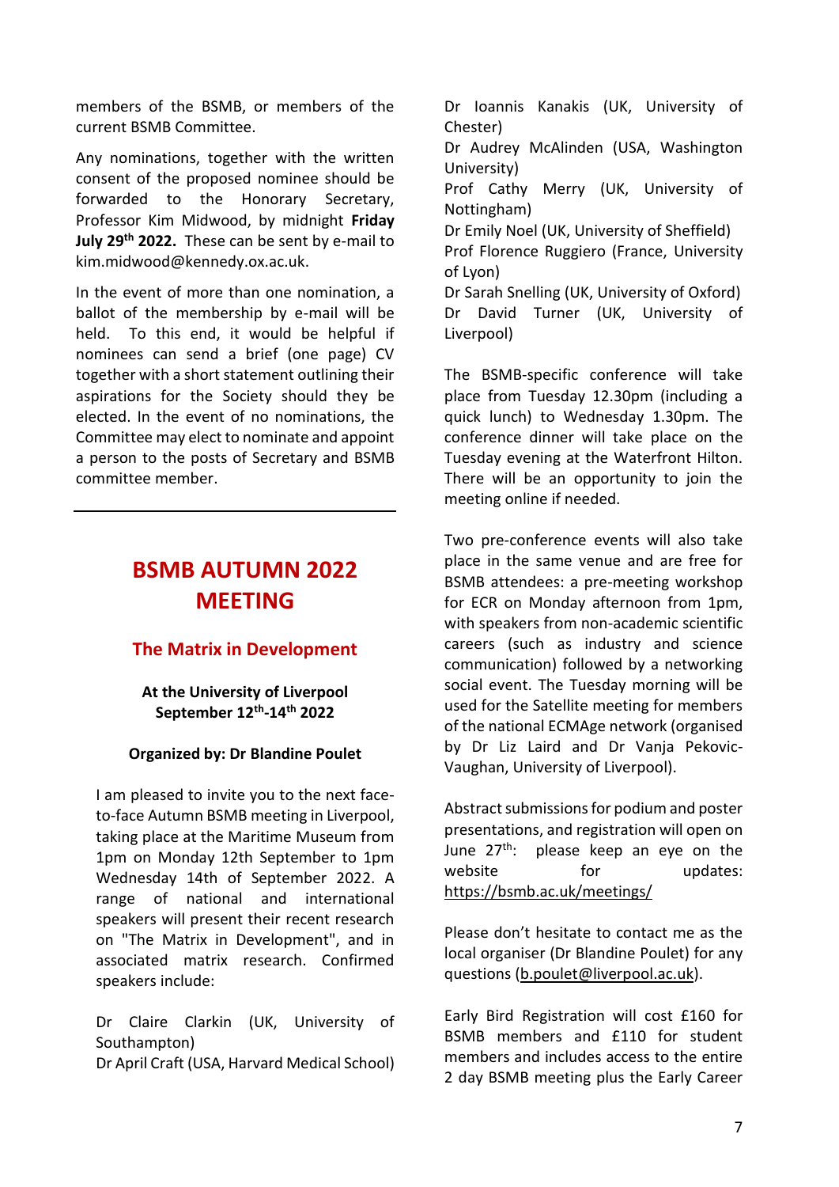members of the BSMB, or members of the current BSMB Committee.

Any nominations, together with the written consent of the proposed nominee should be forwarded to the Honorary Secretary, Professor Kim Midwood, by midnight **Friday July 29th 2022.** These can be sent by e-mail to kim.midwood@kennedy.ox.ac.uk.

In the event of more than one nomination, a ballot of the membership by e-mail will be held. To this end, it would be helpful if nominees can send a brief (one page) CV together with a short statement outlining their aspirations for the Society should they be elected. In the event of no nominations, the Committee may elect to nominate and appoint a person to the posts of Secretary and BSMB committee member.

---

# BSMB AUTUMN 2022 MEETING

## The Matrix in Development

**At the University of Liverpool**
**September 12th-14th 2022**

**Organized by: Dr Blandine Poulet**

I am pleased to invite you to the next face-to-face Autumn BSMB meeting in Liverpool, taking place at the Maritime Museum from 1pm on Monday 12th September to 1pm Wednesday 14th of September 2022. A range of national and international speakers will present their recent research on "The Matrix in Development", and in associated matrix research. Confirmed speakers include:

Dr Claire Clarkin (UK, University of Southampton)
Dr April Craft (USA, Harvard Medical School)
Dr Ioannis Kanakis (UK, University of Chester)
Dr Audrey McAlinden (USA, Washington University)
Prof Cathy Merry (UK, University of Nottingham)
Dr Emily Noel (UK, University of Sheffield)
Prof Florence Ruggiero (France, University of Lyon)
Dr Sarah Snelling (UK, University of Oxford)
Dr David Turner (UK, University of Liverpool)

The BSMB-specific conference will take place from Tuesday 12.30pm (including a quick lunch) to Wednesday 1.30pm. The conference dinner will take place on the Tuesday evening at the Waterfront Hilton. There will be an opportunity to join the meeting online if needed.

Two pre-conference events will also take place in the same venue and are free for BSMB attendees: a pre-meeting workshop for ECR on Monday afternoon from 1pm, with speakers from non-academic scientific careers (such as industry and science communication) followed by a networking social event. The Tuesday morning will be used for the Satellite meeting for members of the national ECMAge network (organised by Dr Liz Laird and Dr Vanja Pekovic-Vaughan, University of Liverpool).

Abstract submissions for podium and poster presentations, and registration will open on June 27th: please keep an eye on the website for updates: https://bsmb.ac.uk/meetings/

Please don't hesitate to contact me as the local organiser (Dr Blandine Poulet) for any questions (b.poulet@liverpool.ac.uk).

Early Bird Registration will cost £160 for BSMB members and £110 for student members and includes access to the entire 2 day BSMB meeting plus the Early Career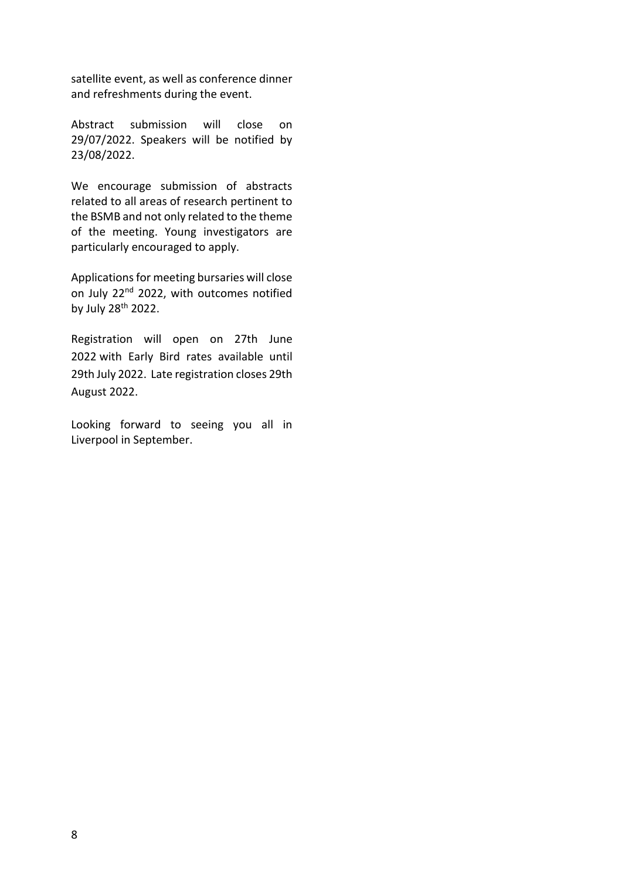satellite event, as well as conference dinner and refreshments during the event.

Abstract submission will close on 29/07/2022. Speakers will be notified by 23/08/2022.

We encourage submission of abstracts related to all areas of research pertinent to the BSMB and not only related to the theme of the meeting. Young investigators are particularly encouraged to apply.

Applications for meeting bursaries will close on July 22nd 2022, with outcomes notified by July 28th 2022.

Registration will open on 27th June 2022 with Early Bird rates available until 29th July 2022. Late registration closes 29th August 2022.

Looking forward to seeing you all in Liverpool in September.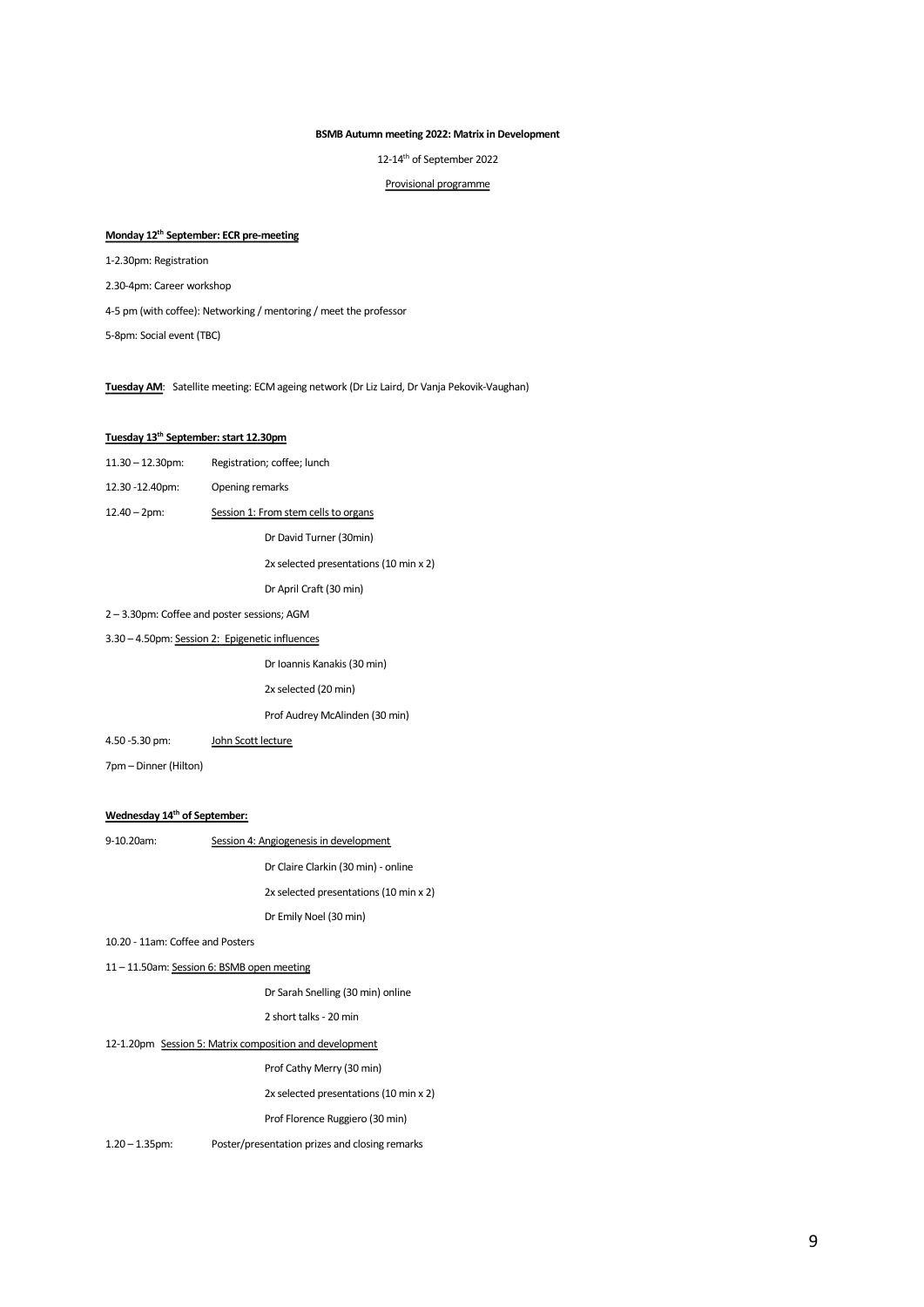**BSMB Autumn meeting 2022: Matrix in Development**

12-14th of September 2022

Provisional programme

**Monday 12th September: ECR pre-meeting**

1-2.30pm: Registration

2.30-4pm: Career workshop

4-5 pm (with coffee): Networking / mentoring / meet the professor

5-8pm: Social event (TBC)

**Tuesday AM**: Satellite meeting: ECM ageing network (Dr Liz Laird, Dr Vanja Pekovik-Vaughan)

**Tuesday 13th September: start 12.30pm**

11.30 – 12.30pm: Registration; coffee; lunch

12.30 -12.40pm: Opening remarks

12.40 – 2pm: Session 1: From stem cells to organs

- Dr David Turner (30min)
- 2x selected presentations (10 min x 2)
- Dr April Craft (30 min)

2 – 3.30pm: Coffee and poster sessions; AGM

3.30 – 4.50pm: Session 2: Epigenetic influences

- Dr Ioannis Kanakis (30 min)
- 2x selected (20 min)
- Prof Audrey McAlinden (30 min)

4.50 -5.30 pm: John Scott lecture

7pm – Dinner (Hilton)

**Wednesday 14th of September:**

9-10.20am: Session 4: Angiogenesis in development

- Dr Claire Clarkin (30 min) - online
- 2x selected presentations (10 min x 2)
- Dr Emily Noel (30 min)

10.20 - 11am: Coffee and Posters

11 – 11.50am: Session 6: BSMB open meeting

- Dr Sarah Snelling (30 min) online
- 2 short talks - 20 min

12-1.20pm Session 5: Matrix composition and development

- Prof Cathy Merry (30 min)
- 2x selected presentations (10 min x 2)
- Prof Florence Ruggiero (30 min)

1.20 – 1.35pm: Poster/presentation prizes and closing remarks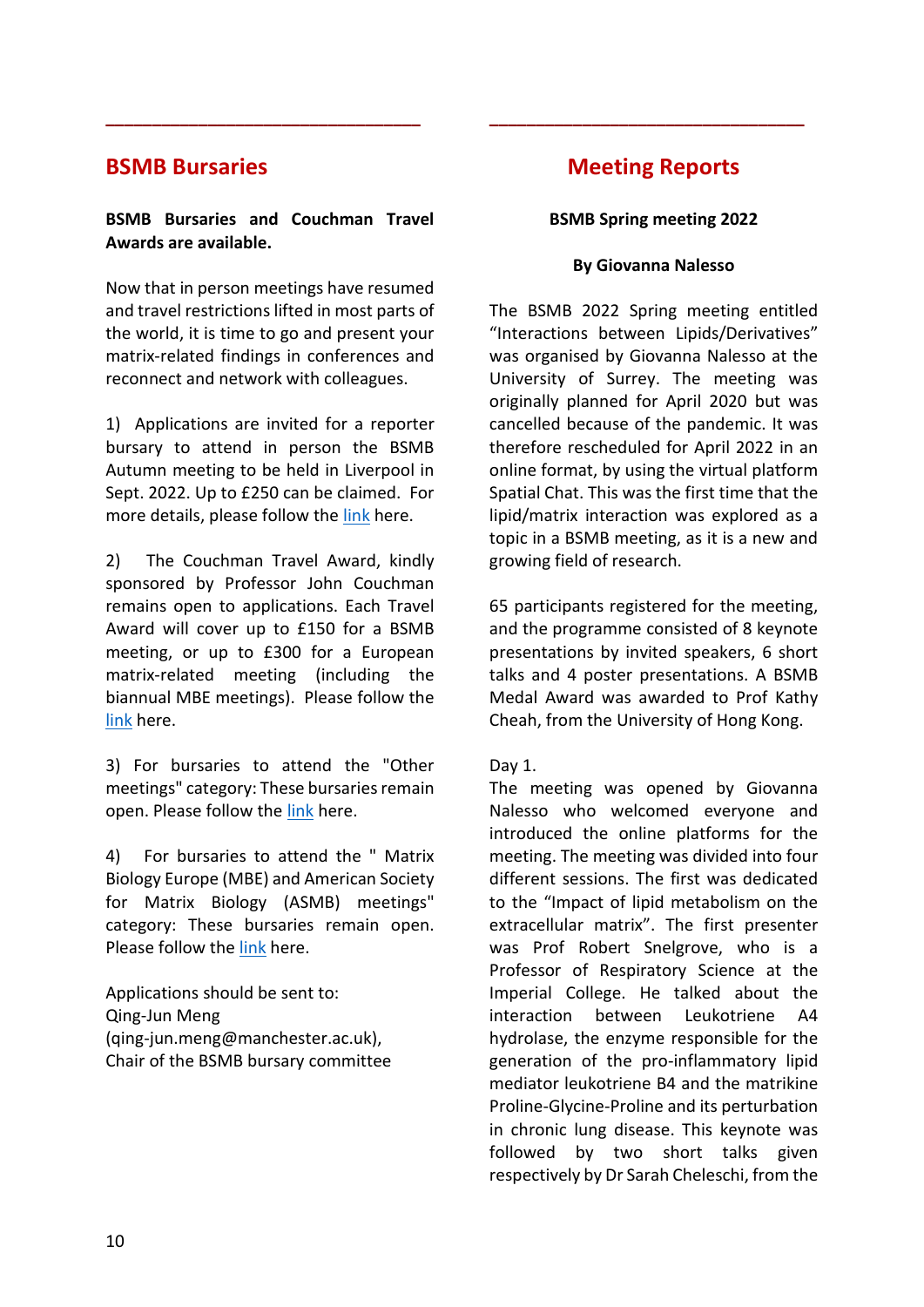## BSMB Bursaries

**BSMB Bursaries and Couchman Travel Awards are available.**

Now that in person meetings have resumed and travel restrictions lifted in most parts of the world, it is time to go and present your matrix-related findings in conferences and reconnect and network with colleagues.

1) Applications are invited for a reporter bursary to attend in person the BSMB Autumn meeting to be held in Liverpool in Sept. 2022. Up to £250 can be claimed. For more details, please follow the link here.

2) The Couchman Travel Award, kindly sponsored by Professor John Couchman remains open to applications. Each Travel Award will cover up to £150 for a BSMB meeting, or up to £300 for a European matrix-related meeting (including the biannual MBE meetings). Please follow the link here.

3) For bursaries to attend the "Other meetings" category: These bursaries remain open. Please follow the link here.

4) For bursaries to attend the " Matrix Biology Europe (MBE) and American Society for Matrix Biology (ASMB) meetings" category: These bursaries remain open. Please follow the link here.

Applications should be sent to:
Qing-Jun Meng
(qing-jun.meng@manchester.ac.uk),
Chair of the BSMB bursary committee

## Meeting Reports

**BSMB Spring meeting 2022**

**By Giovanna Nalesso**

The BSMB 2022 Spring meeting entitled "Interactions between Lipids/Derivatives" was organised by Giovanna Nalesso at the University of Surrey. The meeting was originally planned for April 2020 but was cancelled because of the pandemic. It was therefore rescheduled for April 2022 in an online format, by using the virtual platform Spatial Chat. This was the first time that the lipid/matrix interaction was explored as a topic in a BSMB meeting, as it is a new and growing field of research.

65 participants registered for the meeting, and the programme consisted of 8 keynote presentations by invited speakers, 6 short talks and 4 poster presentations. A BSMB Medal Award was awarded to Prof Kathy Cheah, from the University of Hong Kong.

Day 1.
The meeting was opened by Giovanna Nalesso who welcomed everyone and introduced the online platforms for the meeting. The meeting was divided into four different sessions. The first was dedicated to the "Impact of lipid metabolism on the extracellular matrix". The first presenter was Prof Robert Snelgrove, who is a Professor of Respiratory Science at the Imperial College. He talked about the interaction between Leukotriene A4 hydrolase, the enzyme responsible for the generation of the pro-inflammatory lipid mediator leukotriene B4 and the matrikine Proline-Glycine-Proline and its perturbation in chronic lung disease. This keynote was followed by two short talks given respectively by Dr Sarah Cheleschi, from the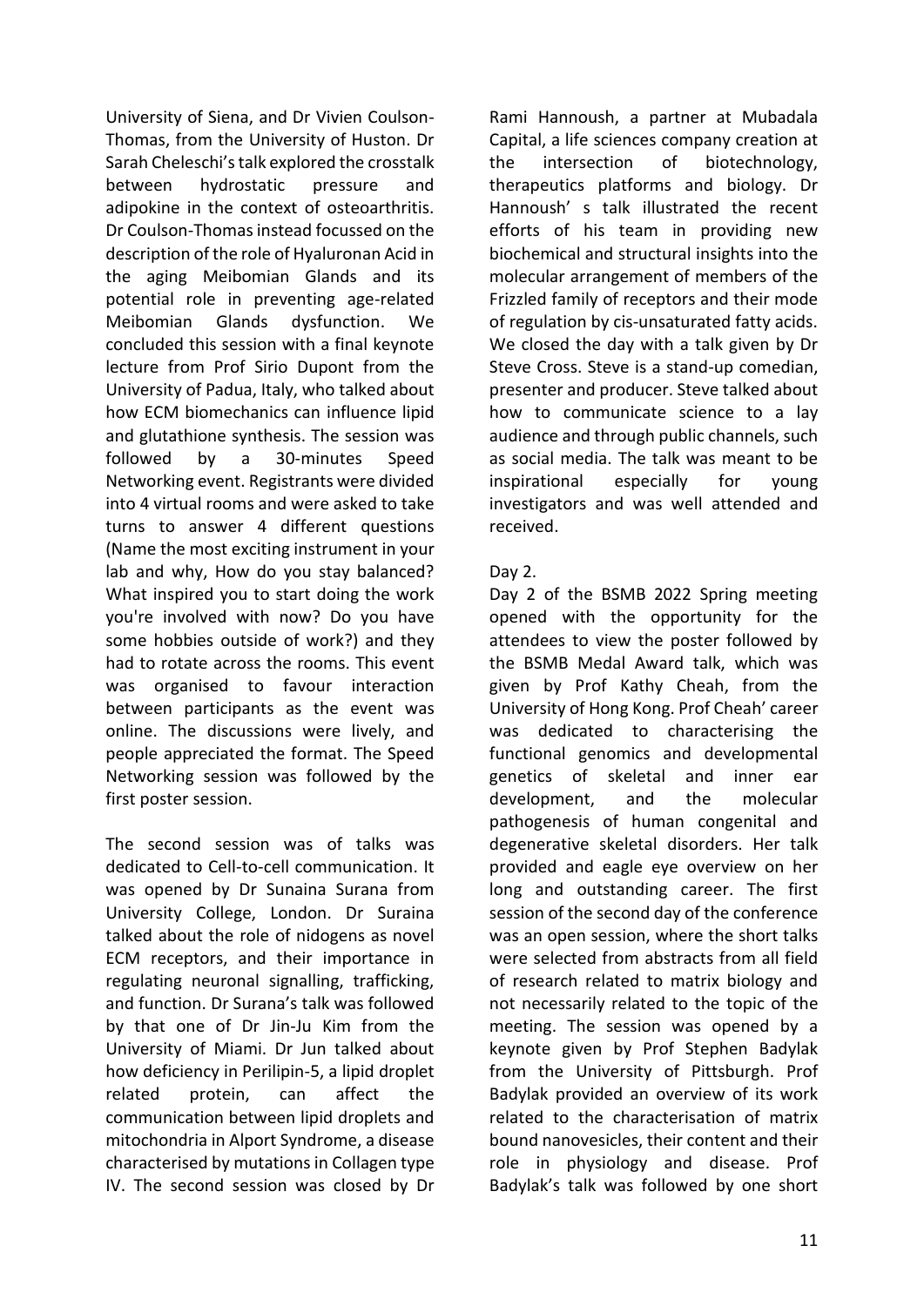University of Siena, and Dr Vivien Coulson-Thomas, from the University of Huston. Dr Sarah Cheleschi's talk explored the crosstalk between hydrostatic pressure and adipokine in the context of osteoarthritis. Dr Coulson-Thomas instead focussed on the description of the role of Hyaluronan Acid in the aging Meibomian Glands and its potential role in preventing age-related Meibomian Glands dysfunction. We concluded this session with a final keynote lecture from Prof Sirio Dupont from the University of Padua, Italy, who talked about how ECM biomechanics can influence lipid and glutathione synthesis. The session was followed by a 30-minutes Speed Networking event. Registrants were divided into 4 virtual rooms and were asked to take turns to answer 4 different questions (Name the most exciting instrument in your lab and why, How do you stay balanced? What inspired you to start doing the work you're involved with now? Do you have some hobbies outside of work?) and they had to rotate across the rooms. This event was organised to favour interaction between participants as the event was online. The discussions were lively, and people appreciated the format. The Speed Networking session was followed by the first poster session.

The second session was of talks was dedicated to Cell-to-cell communication. It was opened by Dr Sunaina Surana from University College, London. Dr Suraina talked about the role of nidogens as novel ECM receptors, and their importance in regulating neuronal signalling, trafficking, and function. Dr Surana's talk was followed by that one of Dr Jin-Ju Kim from the University of Miami. Dr Jun talked about how deficiency in Perilipin-5, a lipid droplet related protein, can affect the communication between lipid droplets and mitochondria in Alport Syndrome, a disease characterised by mutations in Collagen type IV. The second session was closed by Dr Rami Hannoush, a partner at Mubadala Capital, a life sciences company creation at the intersection of biotechnology, therapeutics platforms and biology. Dr Hannoush' s talk illustrated the recent efforts of his team in providing new biochemical and structural insights into the molecular arrangement of members of the Frizzled family of receptors and their mode of regulation by cis-unsaturated fatty acids. We closed the day with a talk given by Dr Steve Cross. Steve is a stand-up comedian, presenter and producer. Steve talked about how to communicate science to a lay audience and through public channels, such as social media. The talk was meant to be inspirational especially for young investigators and was well attended and received.

Day 2.

Day 2 of the BSMB 2022 Spring meeting opened with the opportunity for the attendees to view the poster followed by the BSMB Medal Award talk, which was given by Prof Kathy Cheah, from the University of Hong Kong. Prof Cheah' career was dedicated to characterising the functional genomics and developmental genetics of skeletal and inner ear development, and the molecular pathogenesis of human congenital and degenerative skeletal disorders. Her talk provided and eagle eye overview on her long and outstanding career. The first session of the second day of the conference was an open session, where the short talks were selected from abstracts from all field of research related to matrix biology and not necessarily related to the topic of the meeting. The session was opened by a keynote given by Prof Stephen Badylak from the University of Pittsburgh. Prof Badylak provided an overview of its work related to the characterisation of matrix bound nanovesicles, their content and their role in physiology and disease. Prof Badylak's talk was followed by one short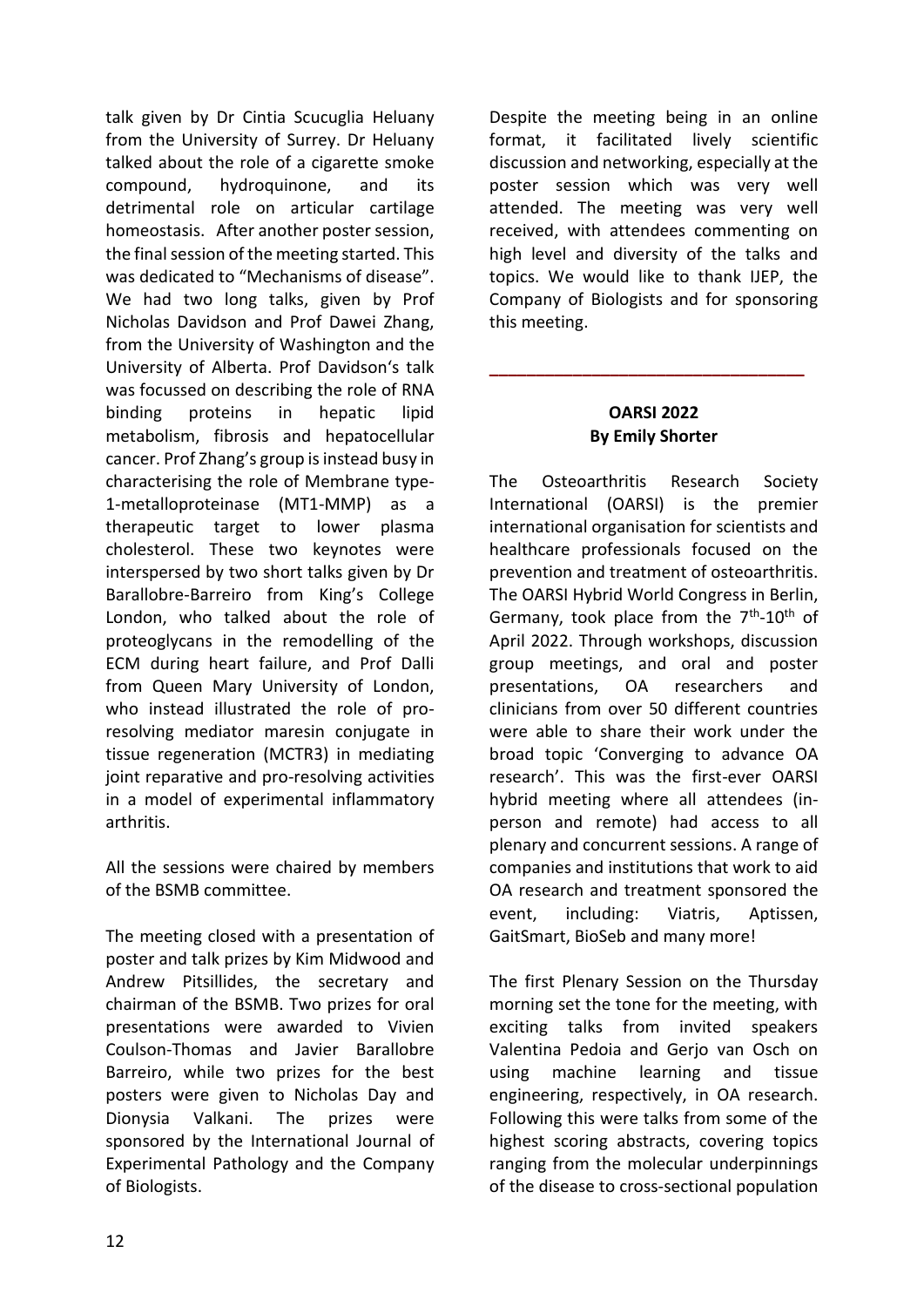talk given by Dr Cintia Scucuglia Heluany from the University of Surrey. Dr Heluany talked about the role of a cigarette smoke compound, hydroquinone, and its detrimental role on articular cartilage homeostasis. After another poster session, the final session of the meeting started. This was dedicated to "Mechanisms of disease". We had two long talks, given by Prof Nicholas Davidson and Prof Dawei Zhang, from the University of Washington and the University of Alberta. Prof Davidson's talk was focussed on describing the role of RNA binding proteins in hepatic lipid metabolism, fibrosis and hepatocellular cancer. Prof Zhang's group is instead busy in characterising the role of Membrane type-1-metalloproteinase (MT1-MMP) as a therapeutic target to lower plasma cholesterol. These two keynotes were interspersed by two short talks given by Dr Barallobre-Barreiro from King's College London, who talked about the role of proteoglycans in the remodelling of the ECM during heart failure, and Prof Dalli from Queen Mary University of London, who instead illustrated the role of pro-resolving mediator maresin conjugate in tissue regeneration (MCTR3) in mediating joint reparative and pro-resolving activities in a model of experimental inflammatory arthritis.

All the sessions were chaired by members of the BSMB committee.

The meeting closed with a presentation of poster and talk prizes by Kim Midwood and Andrew Pitsillides, the secretary and chairman of the BSMB. Two prizes for oral presentations were awarded to Vivien Coulson-Thomas and Javier Barallobre Barreiro, while two prizes for the best posters were given to Nicholas Day and Dionysia Valkani. The prizes were sponsored by the International Journal of Experimental Pathology and the Company of Biologists.

Despite the meeting being in an online format, it facilitated lively scientific discussion and networking, especially at the poster session which was very well attended. The meeting was very well received, with attendees commenting on high level and diversity of the talks and topics. We would like to thank IJEP, the Company of Biologists and for sponsoring this meeting.

---

## OARSI 2022
**By Emily Shorter**

The Osteoarthritis Research Society International (OARSI) is the premier international organisation for scientists and healthcare professionals focused on the prevention and treatment of osteoarthritis. The OARSI Hybrid World Congress in Berlin, Germany, took place from the 7th-10th of April 2022. Through workshops, discussion group meetings, and oral and poster presentations, OA researchers and clinicians from over 50 different countries were able to share their work under the broad topic 'Converging to advance OA research'. This was the first-ever OARSI hybrid meeting where all attendees (in-person and remote) had access to all plenary and concurrent sessions. A range of companies and institutions that work to aid OA research and treatment sponsored the event, including: Viatris, Aptissen, GaitSmart, BioSeb and many more!

The first Plenary Session on the Thursday morning set the tone for the meeting, with exciting talks from invited speakers Valentina Pedoia and Gerjo van Osch on using machine learning and tissue engineering, respectively, in OA research. Following this were talks from some of the highest scoring abstracts, covering topics ranging from the molecular underpinnings of the disease to cross-sectional population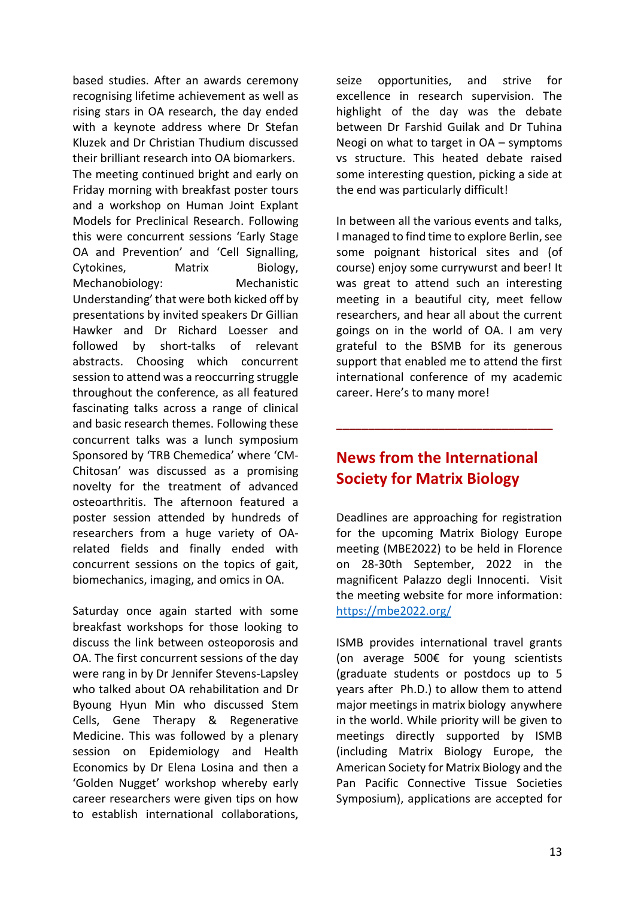based studies. After an awards ceremony recognising lifetime achievement as well as rising stars in OA research, the day ended with a keynote address where Dr Stefan Kluzek and Dr Christian Thudium discussed their brilliant research into OA biomarkers. The meeting continued bright and early on Friday morning with breakfast poster tours and a workshop on Human Joint Explant Models for Preclinical Research. Following this were concurrent sessions 'Early Stage OA and Prevention' and 'Cell Signalling, Cytokines, Matrix Biology, Mechanobiology: Mechanistic Understanding' that were both kicked off by presentations by invited speakers Dr Gillian Hawker and Dr Richard Loesser and followed by short-talks of relevant abstracts. Choosing which concurrent session to attend was a reoccurring struggle throughout the conference, as all featured fascinating talks across a range of clinical and basic research themes. Following these concurrent talks was a lunch symposium Sponsored by 'TRB Chemedica' where 'CM-Chitosan' was discussed as a promising novelty for the treatment of advanced osteoarthritis. The afternoon featured a poster session attended by hundreds of researchers from a huge variety of OA-related fields and finally ended with concurrent sessions on the topics of gait, biomechanics, imaging, and omics in OA.

Saturday once again started with some breakfast workshops for those looking to discuss the link between osteoporosis and OA. The first concurrent sessions of the day were rang in by Dr Jennifer Stevens-Lapsley who talked about OA rehabilitation and Dr Byoung Hyun Min who discussed Stem Cells, Gene Therapy & Regenerative Medicine. This was followed by a plenary session on Epidemiology and Health Economics by Dr Elena Losina and then a 'Golden Nugget' workshop whereby early career researchers were given tips on how to establish international collaborations, seize opportunities, and strive for excellence in research supervision. The highlight of the day was the debate between Dr Farshid Guilak and Dr Tuhina Neogi on what to target in OA – symptoms vs structure. This heated debate raised some interesting question, picking a side at the end was particularly difficult!

In between all the various events and talks, I managed to find time to explore Berlin, see some poignant historical sites and (of course) enjoy some currywurst and beer! It was great to attend such an interesting meeting in a beautiful city, meet fellow researchers, and hear all about the current goings on in the world of OA. I am very grateful to the BSMB for its generous support that enabled me to attend the first international conference of my academic career. Here's to many more!

---

## News from the International Society for Matrix Biology

Deadlines are approaching for registration for the upcoming Matrix Biology Europe meeting (MBE2022) to be held in Florence on 28-30th September, 2022 in the magnificent Palazzo degli Innocenti. Visit the meeting website for more information: https://mbe2022.org/

ISMB provides international travel grants (on average 500€ for young scientists (graduate students or postdocs up to 5 years after Ph.D.) to allow them to attend major meetings in matrix biology anywhere in the world. While priority will be given to meetings directly supported by ISMB (including Matrix Biology Europe, the American Society for Matrix Biology and the Pan Pacific Connective Tissue Societies Symposium), applications are accepted for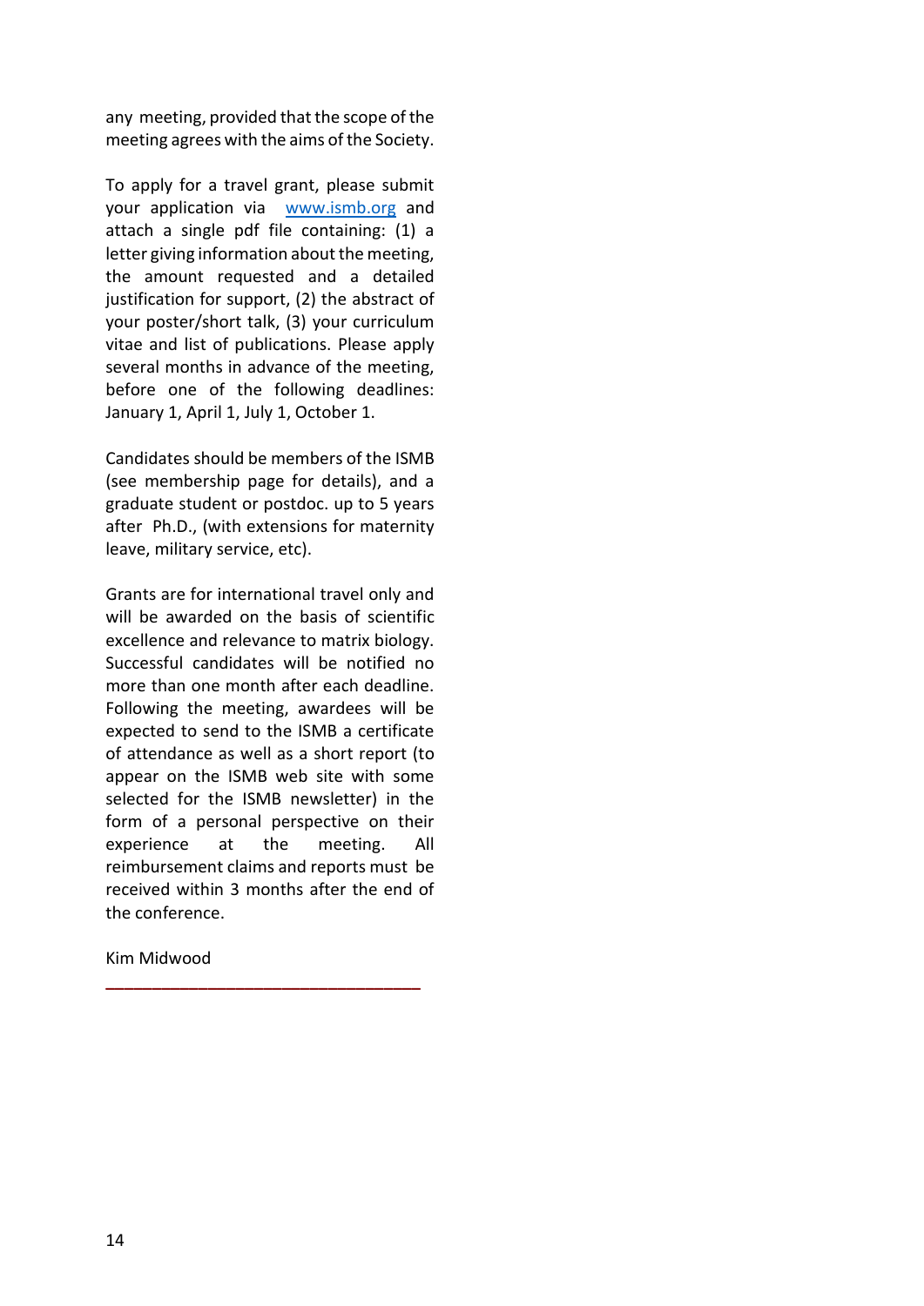any meeting, provided that the scope of the meeting agrees with the aims of the Society.

To apply for a travel grant, please submit your application via [www.ismb.org](http://www.ismb.org) and attach a single pdf file containing: (1) a letter giving information about the meeting, the amount requested and a detailed justification for support, (2) the abstract of your poster/short talk, (3) your curriculum vitae and list of publications. Please apply several months in advance of the meeting, before one of the following deadlines: January 1, April 1, July 1, October 1.

Candidates should be members of the ISMB (see membership page for details), and a graduate student or postdoc. up to 5 years after Ph.D., (with extensions for maternity leave, military service, etc).

Grants are for international travel only and will be awarded on the basis of scientific excellence and relevance to matrix biology. Successful candidates will be notified no more than one month after each deadline. Following the meeting, awardees will be expected to send to the ISMB a certificate of attendance as well as a short report (to appear on the ISMB web site with some selected for the ISMB newsletter) in the form of a personal perspective on their experience at the meeting. All reimbursement claims and reports must be received within 3 months after the end of the conference.

Kim Midwood

---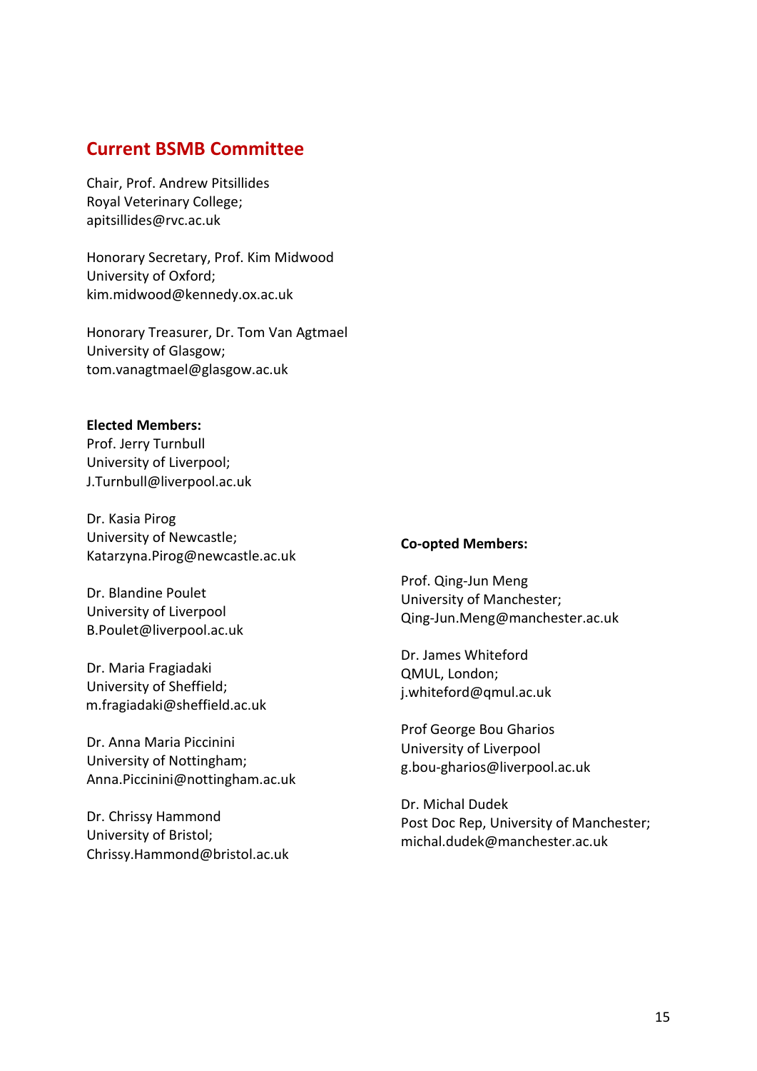## Current BSMB Committee

Chair, Prof. Andrew Pitsillides  
Royal Veterinary College;  
apitsillides@rvc.ac.uk

Honorary Secretary, Prof. Kim Midwood  
University of Oxford;  
kim.midwood@kennedy.ox.ac.uk

Honorary Treasurer, Dr. Tom Van Agtmael  
University of Glasgow;  
tom.vanagtmael@glasgow.ac.uk

**Elected Members:**

Prof. Jerry Turnbull  
University of Liverpool;  
J.Turnbull@liverpool.ac.uk

Dr. Kasia Pirog  
University of Newcastle;  
Katarzyna.Pirog@newcastle.ac.uk

Dr. Blandine Poulet  
University of Liverpool  
B.Poulet@liverpool.ac.uk

Dr. Maria Fragiadaki  
University of Sheffield;  
m.fragiadaki@sheffield.ac.uk

Dr. Anna Maria Piccinini  
University of Nottingham;  
Anna.Piccinini@nottingham.ac.uk

Dr. Chrissy Hammond  
University of Bristol;  
Chrissy.Hammond@bristol.ac.uk

**Co-opted Members:**

Prof. Qing-Jun Meng  
University of Manchester;  
Qing-Jun.Meng@manchester.ac.uk

Dr. James Whiteford  
QMUL, London;  
j.whiteford@qmul.ac.uk

Prof George Bou Gharios  
University of Liverpool  
g.bou-gharios@liverpool.ac.uk

Dr. Michal Dudek  
Post Doc Rep, University of Manchester;  
michal.dudek@manchester.ac.uk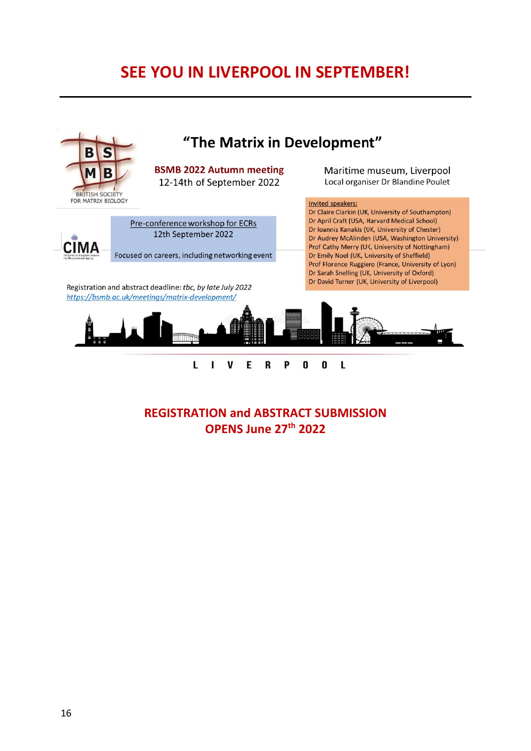# SEE YOU IN LIVERPOOL IN SEPTEMBER!

BRITISH SOCIETY FOR MATRIX BIOLOGY

## "The Matrix in Development"

**BSMB 2022 Autumn meeting**
12-14th of September 2022

Maritime museum, Liverpool
Local organiser Dr Blandine Poulet

CIMA

Pre-conference workshop for ECRs
12th September 2022

Focused on careers, including networking event

Invited speakers:

- Dr Claire Clarkin (UK, University of Southampton)
- Dr April Craft (USA, Harvard Medical School)
- Dr Ioannis Kanakis (UK, University of Chester)
- Dr Audrey McAlinden (USA, Washington University)
- Prof Cathy Merry (UK, University of Nottingham)
- Dr Emily Noel (UK, University of Sheffield)
- Prof Florence Ruggiero (France, University of Lyon)
- Dr Sarah Snelling (UK, University of Oxford)
- Dr David Turner (UK, University of Liverpool)

Registration and abstract deadline: *tbc, by late July 2022*
*https://bsmb.ac.uk/meetings/matrix-development/*

L I V E R P O O L

**REGISTRATION and ABSTRACT SUBMISSION**
**OPENS June 27th 2022**